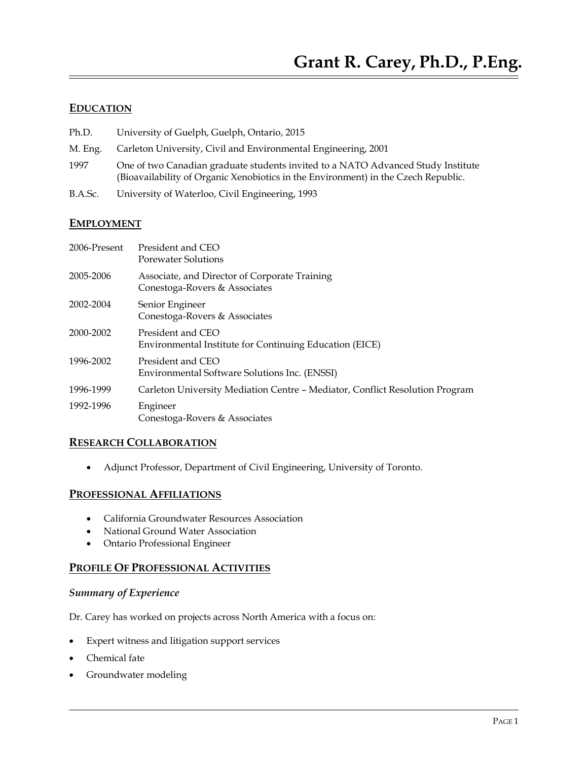# Grant R. Carey, Ph.D., P.Eng.

## EDUCATION

| | |
|---|---|
| Ph.D. | University of Guelph, Guelph, Ontario, 2015 |
| M. Eng. | Carleton University, Civil and Environmental Engineering, 2001 |
| 1997 | One of two Canadian graduate students invited to a NATO Advanced Study Institute (Bioavailability of Organic Xenobiotics in the Environment) in the Czech Republic. |
| B.A.Sc. | University of Waterloo, Civil Engineering, 1993 |

## EMPLOYMENT

| | |
|---|---|
| 2006-Present | President and CEO<br>Porewater Solutions |
| 2005-2006 | Associate, and Director of Corporate Training<br>Conestoga-Rovers & Associates |
| 2002-2004 | Senior Engineer<br>Conestoga-Rovers & Associates |
| 2000-2002 | President and CEO<br>Environmental Institute for Continuing Education (EICE) |
| 1996-2002 | President and CEO<br>Environmental Software Solutions Inc. (ENSSI) |
| 1996-1999 | Carleton University Mediation Centre – Mediator, Conflict Resolution Program |
| 1992-1996 | Engineer<br>Conestoga-Rovers & Associates |

## RESEARCH COLLABORATION

- Adjunct Professor, Department of Civil Engineering, University of Toronto.

## PROFESSIONAL AFFILIATIONS

- California Groundwater Resources Association
- National Ground Water Association
- Ontario Professional Engineer

## PROFILE OF PROFESSIONAL ACTIVITIES

### *Summary of Experience*

Dr. Carey has worked on projects across North America with a focus on:

- Expert witness and litigation support services
- Chemical fate
- Groundwater modeling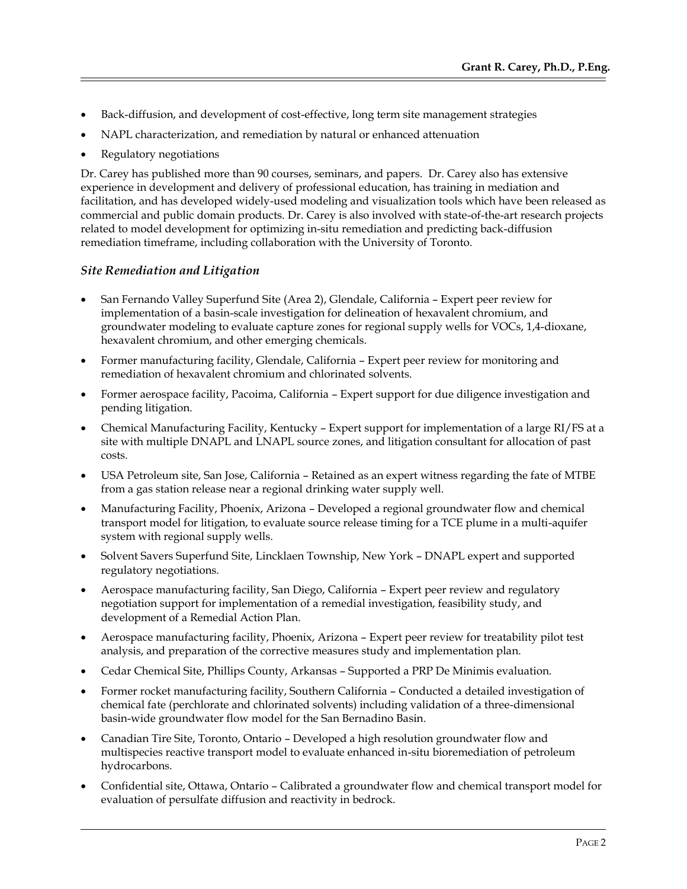- Back-diffusion, and development of cost-effective, long term site management strategies
- NAPL characterization, and remediation by natural or enhanced attenuation
- Regulatory negotiations

Dr. Carey has published more than 90 courses, seminars, and papers. Dr. Carey also has extensive experience in development and delivery of professional education, has training in mediation and facilitation, and has developed widely-used modeling and visualization tools which have been released as commercial and public domain products. Dr. Carey is also involved with state-of-the-art research projects related to model development for optimizing in-situ remediation and predicting back-diffusion remediation timeframe, including collaboration with the University of Toronto.

### *Site Remediation and Litigation*

- San Fernando Valley Superfund Site (Area 2), Glendale, California – Expert peer review for implementation of a basin-scale investigation for delineation of hexavalent chromium, and groundwater modeling to evaluate capture zones for regional supply wells for VOCs, 1,4-dioxane, hexavalent chromium, and other emerging chemicals.
- Former manufacturing facility, Glendale, California – Expert peer review for monitoring and remediation of hexavalent chromium and chlorinated solvents.
- Former aerospace facility, Pacoima, California – Expert support for due diligence investigation and pending litigation.
- Chemical Manufacturing Facility, Kentucky – Expert support for implementation of a large RI/FS at a site with multiple DNAPL and LNAPL source zones, and litigation consultant for allocation of past costs.
- USA Petroleum site, San Jose, California – Retained as an expert witness regarding the fate of MTBE from a gas station release near a regional drinking water supply well.
- Manufacturing Facility, Phoenix, Arizona – Developed a regional groundwater flow and chemical transport model for litigation, to evaluate source release timing for a TCE plume in a multi-aquifer system with regional supply wells.
- Solvent Savers Superfund Site, Lincklaen Township, New York – DNAPL expert and supported regulatory negotiations.
- Aerospace manufacturing facility, San Diego, California – Expert peer review and regulatory negotiation support for implementation of a remedial investigation, feasibility study, and development of a Remedial Action Plan.
- Aerospace manufacturing facility, Phoenix, Arizona – Expert peer review for treatability pilot test analysis, and preparation of the corrective measures study and implementation plan.
- Cedar Chemical Site, Phillips County, Arkansas – Supported a PRP De Minimis evaluation.
- Former rocket manufacturing facility, Southern California – Conducted a detailed investigation of chemical fate (perchlorate and chlorinated solvents) including validation of a three-dimensional basin-wide groundwater flow model for the San Bernadino Basin.
- Canadian Tire Site, Toronto, Ontario – Developed a high resolution groundwater flow and multispecies reactive transport model to evaluate enhanced in-situ bioremediation of petroleum hydrocarbons.
- Confidential site, Ottawa, Ontario – Calibrated a groundwater flow and chemical transport model for evaluation of persulfate diffusion and reactivity in bedrock.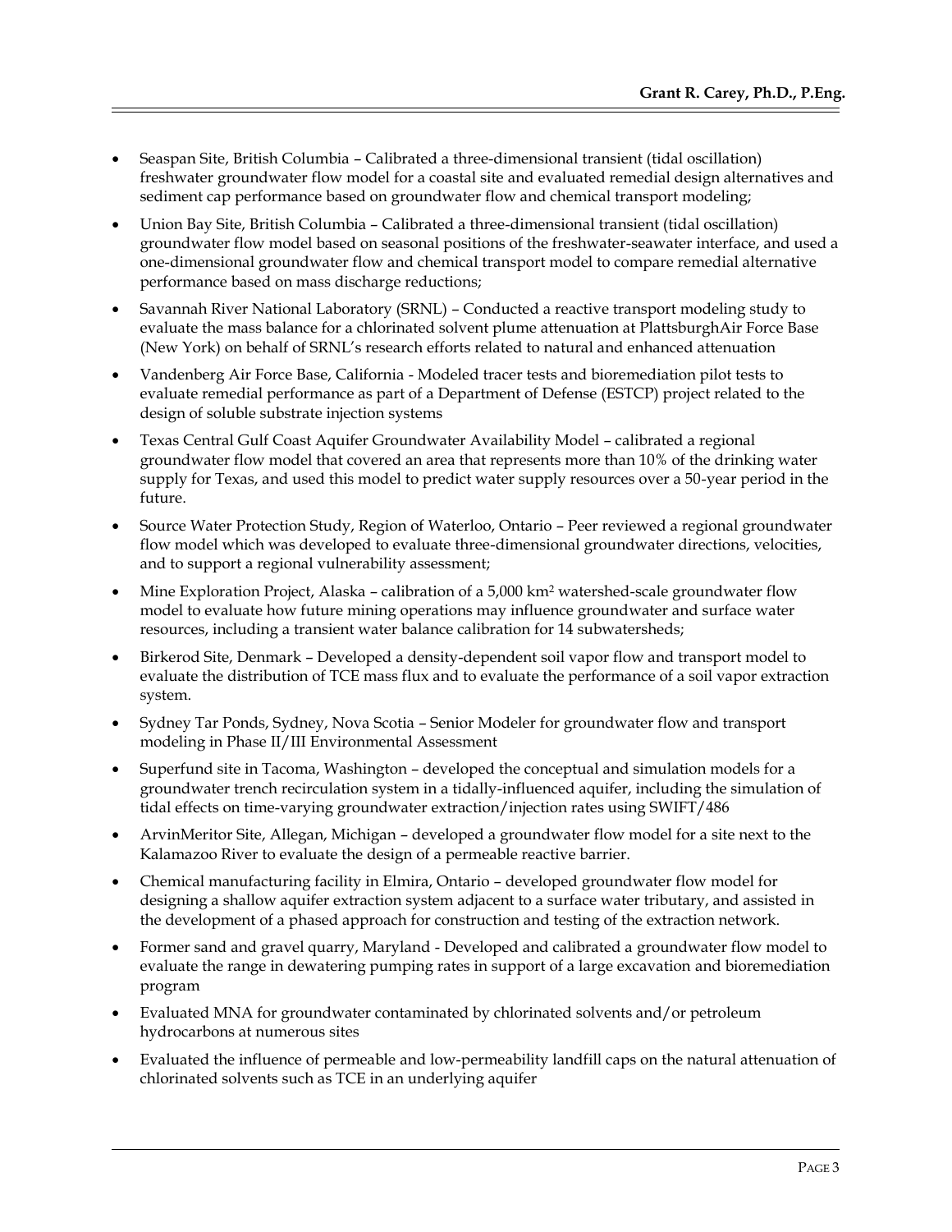- Seaspan Site, British Columbia – Calibrated a three-dimensional transient (tidal oscillation) freshwater groundwater flow model for a coastal site and evaluated remedial design alternatives and sediment cap performance based on groundwater flow and chemical transport modeling;
- Union Bay Site, British Columbia – Calibrated a three-dimensional transient (tidal oscillation) groundwater flow model based on seasonal positions of the freshwater-seawater interface, and used a one-dimensional groundwater flow and chemical transport model to compare remedial alternative performance based on mass discharge reductions;
- Savannah River National Laboratory (SRNL) – Conducted a reactive transport modeling study to evaluate the mass balance for a chlorinated solvent plume attenuation at PlattsburghAir Force Base (New York) on behalf of SRNL's research efforts related to natural and enhanced attenuation
- Vandenberg Air Force Base, California - Modeled tracer tests and bioremediation pilot tests to evaluate remedial performance as part of a Department of Defense (ESTCP) project related to the design of soluble substrate injection systems
- Texas Central Gulf Coast Aquifer Groundwater Availability Model – calibrated a regional groundwater flow model that covered an area that represents more than 10% of the drinking water supply for Texas, and used this model to predict water supply resources over a 50-year period in the future.
- Source Water Protection Study, Region of Waterloo, Ontario – Peer reviewed a regional groundwater flow model which was developed to evaluate three-dimensional groundwater directions, velocities, and to support a regional vulnerability assessment;
- Mine Exploration Project, Alaska – calibration of a 5,000 $km^2$ watershed-scale groundwater flow model to evaluate how future mining operations may influence groundwater and surface water resources, including a transient water balance calibration for 14 subwatersheds;
- Birkerod Site, Denmark – Developed a density-dependent soil vapor flow and transport model to evaluate the distribution of TCE mass flux and to evaluate the performance of a soil vapor extraction system.
- Sydney Tar Ponds, Sydney, Nova Scotia – Senior Modeler for groundwater flow and transport modeling in Phase II/III Environmental Assessment
- Superfund site in Tacoma, Washington – developed the conceptual and simulation models for a groundwater trench recirculation system in a tidally-influenced aquifer, including the simulation of tidal effects on time-varying groundwater extraction/injection rates using SWIFT/486
- ArvinMeritor Site, Allegan, Michigan – developed a groundwater flow model for a site next to the Kalamazoo River to evaluate the design of a permeable reactive barrier.
- Chemical manufacturing facility in Elmira, Ontario – developed groundwater flow model for designing a shallow aquifer extraction system adjacent to a surface water tributary, and assisted in the development of a phased approach for construction and testing of the extraction network.
- Former sand and gravel quarry, Maryland - Developed and calibrated a groundwater flow model to evaluate the range in dewatering pumping rates in support of a large excavation and bioremediation program
- Evaluated MNA for groundwater contaminated by chlorinated solvents and/or petroleum hydrocarbons at numerous sites
- Evaluated the influence of permeable and low-permeability landfill caps on the natural attenuation of chlorinated solvents such as TCE in an underlying aquifer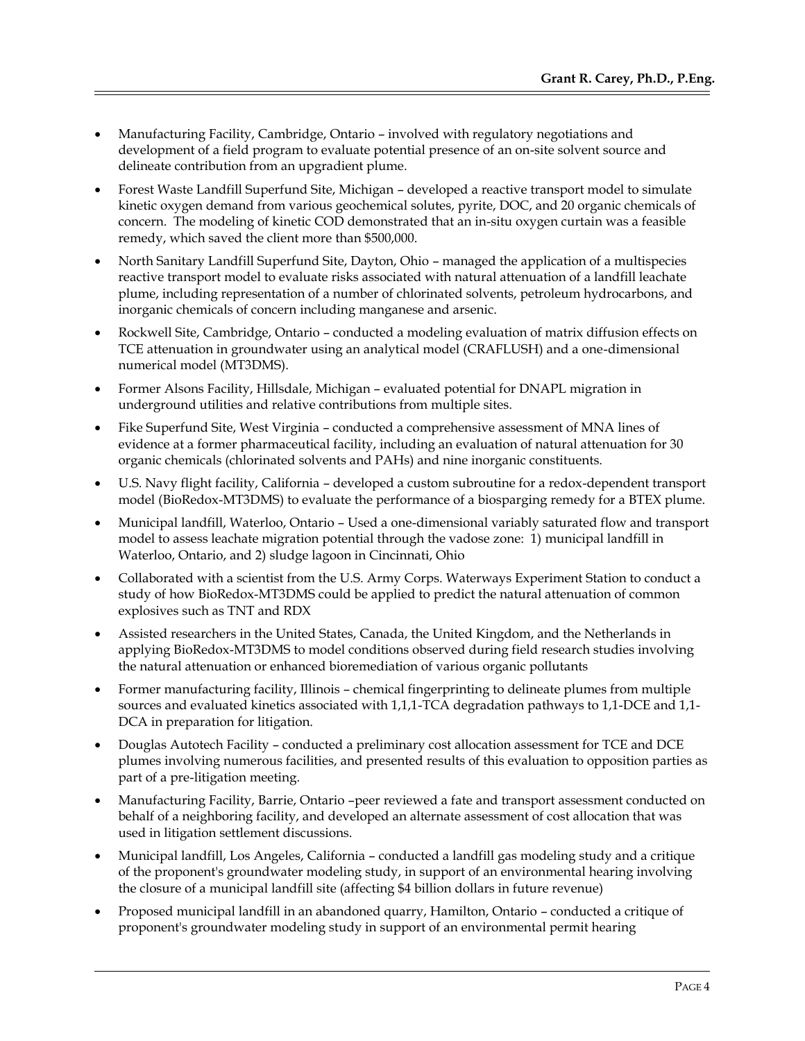- Manufacturing Facility, Cambridge, Ontario – involved with regulatory negotiations and development of a field program to evaluate potential presence of an on-site solvent source and delineate contribution from an upgradient plume.
- Forest Waste Landfill Superfund Site, Michigan – developed a reactive transport model to simulate kinetic oxygen demand from various geochemical solutes, pyrite, DOC, and 20 organic chemicals of concern. The modeling of kinetic COD demonstrated that an in-situ oxygen curtain was a feasible remedy, which saved the client more than $500,000.
- North Sanitary Landfill Superfund Site, Dayton, Ohio – managed the application of a multispecies reactive transport model to evaluate risks associated with natural attenuation of a landfill leachate plume, including representation of a number of chlorinated solvents, petroleum hydrocarbons, and inorganic chemicals of concern including manganese and arsenic.
- Rockwell Site, Cambridge, Ontario – conducted a modeling evaluation of matrix diffusion effects on TCE attenuation in groundwater using an analytical model (CRAFLUSH) and a one-dimensional numerical model (MT3DMS).
- Former Alsons Facility, Hillsdale, Michigan – evaluated potential for DNAPL migration in underground utilities and relative contributions from multiple sites.
- Fike Superfund Site, West Virginia – conducted a comprehensive assessment of MNA lines of evidence at a former pharmaceutical facility, including an evaluation of natural attenuation for 30 organic chemicals (chlorinated solvents and PAHs) and nine inorganic constituents.
- U.S. Navy flight facility, California – developed a custom subroutine for a redox-dependent transport model (BioRedox-MT3DMS) to evaluate the performance of a biosparging remedy for a BTEX plume.
- Municipal landfill, Waterloo, Ontario – Used a one-dimensional variably saturated flow and transport model to assess leachate migration potential through the vadose zone: 1) municipal landfill in Waterloo, Ontario, and 2) sludge lagoon in Cincinnati, Ohio
- Collaborated with a scientist from the U.S. Army Corps. Waterways Experiment Station to conduct a study of how BioRedox-MT3DMS could be applied to predict the natural attenuation of common explosives such as TNT and RDX
- Assisted researchers in the United States, Canada, the United Kingdom, and the Netherlands in applying BioRedox-MT3DMS to model conditions observed during field research studies involving the natural attenuation or enhanced bioremediation of various organic pollutants
- Former manufacturing facility, Illinois – chemical fingerprinting to delineate plumes from multiple sources and evaluated kinetics associated with 1,1,1-TCA degradation pathways to 1,1-DCE and 1,1-DCA in preparation for litigation.
- Douglas Autotech Facility – conducted a preliminary cost allocation assessment for TCE and DCE plumes involving numerous facilities, and presented results of this evaluation to opposition parties as part of a pre-litigation meeting.
- Manufacturing Facility, Barrie, Ontario –peer reviewed a fate and transport assessment conducted on behalf of a neighboring facility, and developed an alternate assessment of cost allocation that was used in litigation settlement discussions.
- Municipal landfill, Los Angeles, California – conducted a landfill gas modeling study and a critique of the proponent's groundwater modeling study, in support of an environmental hearing involving the closure of a municipal landfill site (affecting $4 billion dollars in future revenue)
- Proposed municipal landfill in an abandoned quarry, Hamilton, Ontario – conducted a critique of proponent's groundwater modeling study in support of an environmental permit hearing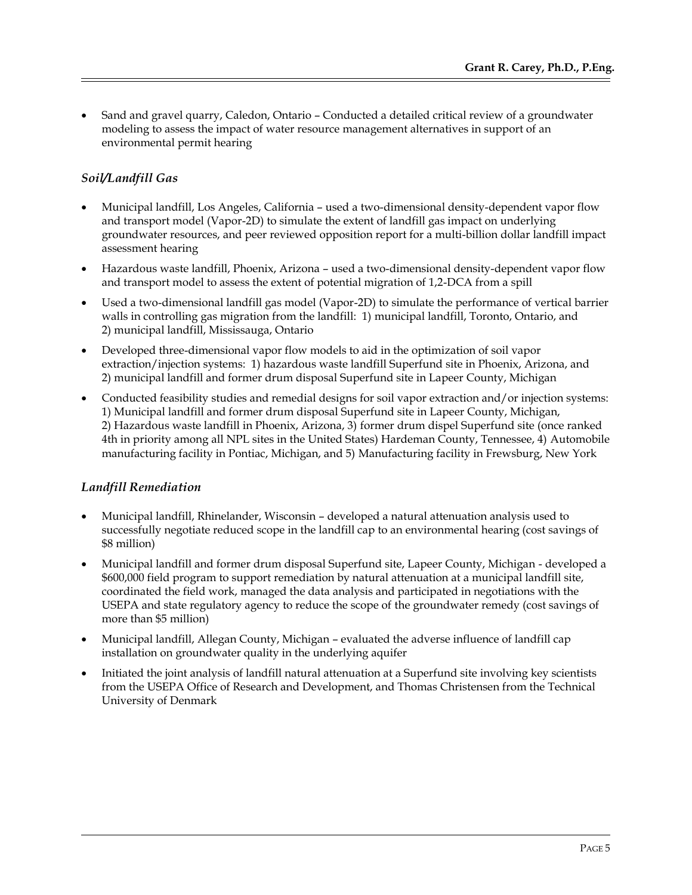- Sand and gravel quarry, Caledon, Ontario – Conducted a detailed critical review of a groundwater modeling to assess the impact of water resource management alternatives in support of an environmental permit hearing

### *Soil/Landfill Gas*

- Municipal landfill, Los Angeles, California – used a two-dimensional density-dependent vapor flow and transport model (Vapor-2D) to simulate the extent of landfill gas impact on underlying groundwater resources, and peer reviewed opposition report for a multi-billion dollar landfill impact assessment hearing
- Hazardous waste landfill, Phoenix, Arizona – used a two-dimensional density-dependent vapor flow and transport model to assess the extent of potential migration of 1,2-DCA from a spill
- Used a two-dimensional landfill gas model (Vapor-2D) to simulate the performance of vertical barrier walls in controlling gas migration from the landfill: 1) municipal landfill, Toronto, Ontario, and 2) municipal landfill, Mississauga, Ontario
- Developed three-dimensional vapor flow models to aid in the optimization of soil vapor extraction/injection systems: 1) hazardous waste landfill Superfund site in Phoenix, Arizona, and 2) municipal landfill and former drum disposal Superfund site in Lapeer County, Michigan
- Conducted feasibility studies and remedial designs for soil vapor extraction and/or injection systems: 1) Municipal landfill and former drum disposal Superfund site in Lapeer County, Michigan, 2) Hazardous waste landfill in Phoenix, Arizona, 3) former drum dispel Superfund site (once ranked 4th in priority among all NPL sites in the United States) Hardeman County, Tennessee, 4) Automobile manufacturing facility in Pontiac, Michigan, and 5) Manufacturing facility in Frewsburg, New York

### *Landfill Remediation*

- Municipal landfill, Rhinelander, Wisconsin – developed a natural attenuation analysis used to successfully negotiate reduced scope in the landfill cap to an environmental hearing (cost savings of $8 million)
- Municipal landfill and former drum disposal Superfund site, Lapeer County, Michigan - developed a $600,000 field program to support remediation by natural attenuation at a municipal landfill site, coordinated the field work, managed the data analysis and participated in negotiations with the USEPA and state regulatory agency to reduce the scope of the groundwater remedy (cost savings of more than $5 million)
- Municipal landfill, Allegan County, Michigan – evaluated the adverse influence of landfill cap installation on groundwater quality in the underlying aquifer
- Initiated the joint analysis of landfill natural attenuation at a Superfund site involving key scientists from the USEPA Office of Research and Development, and Thomas Christensen from the Technical University of Denmark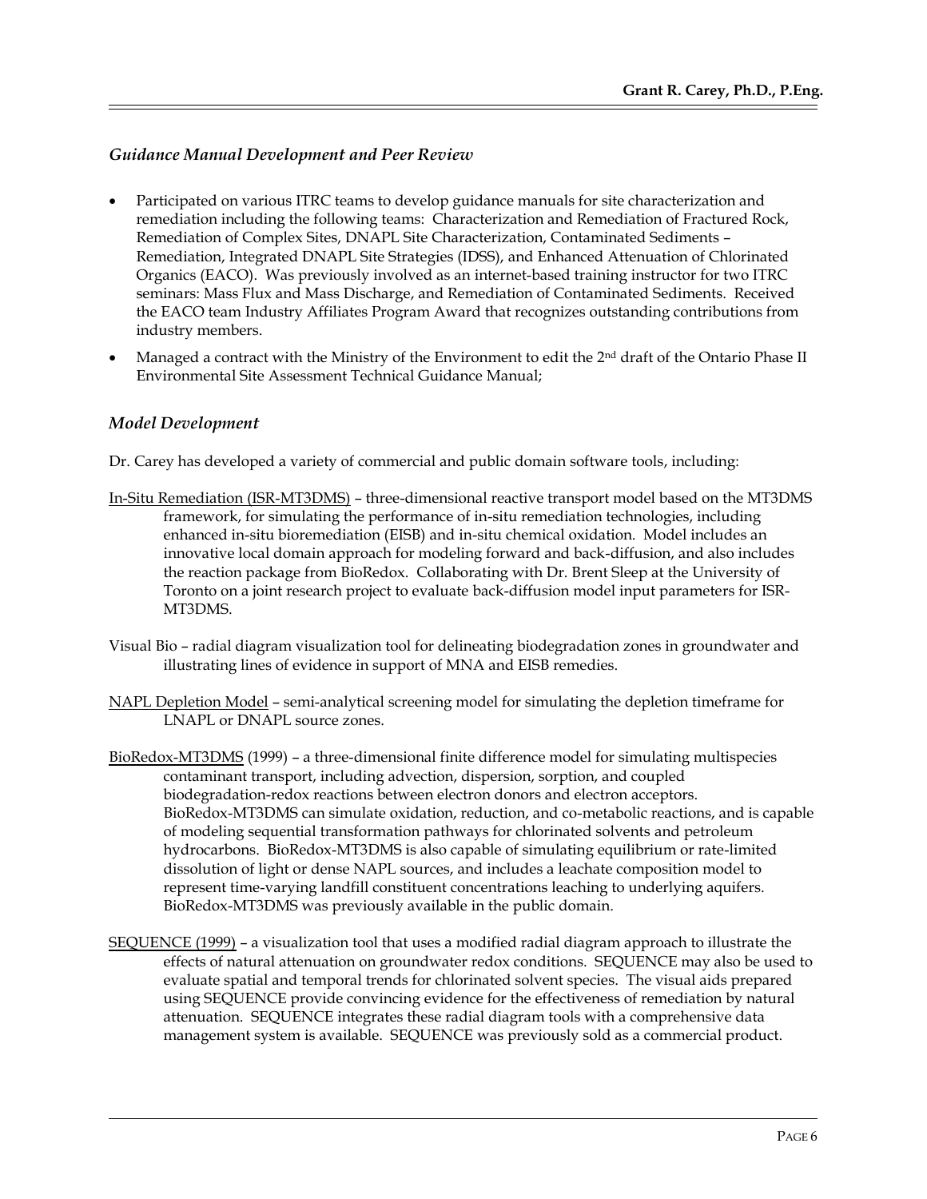### *Guidance Manual Development and Peer Review*

- Participated on various ITRC teams to develop guidance manuals for site characterization and remediation including the following teams: Characterization and Remediation of Fractured Rock, Remediation of Complex Sites, DNAPL Site Characterization, Contaminated Sediments – Remediation, Integrated DNAPL Site Strategies (IDSS), and Enhanced Attenuation of Chlorinated Organics (EACO). Was previously involved as an internet-based training instructor for two ITRC seminars: Mass Flux and Mass Discharge, and Remediation of Contaminated Sediments. Received the EACO team Industry Affiliates Program Award that recognizes outstanding contributions from industry members.
- Managed a contract with the Ministry of the Environment to edit the 2nd draft of the Ontario Phase II Environmental Site Assessment Technical Guidance Manual;

### *Model Development*

Dr. Carey has developed a variety of commercial and public domain software tools, including:

<u>In-Situ Remediation (ISR-MT3DMS)</u> – three-dimensional reactive transport model based on the MT3DMS framework, for simulating the performance of in-situ remediation technologies, including enhanced in-situ bioremediation (EISB) and in-situ chemical oxidation. Model includes an innovative local domain approach for modeling forward and back-diffusion, and also includes the reaction package from BioRedox. Collaborating with Dr. Brent Sleep at the University of Toronto on a joint research project to evaluate back-diffusion model input parameters for ISR-MT3DMS.

Visual Bio – radial diagram visualization tool for delineating biodegradation zones in groundwater and illustrating lines of evidence in support of MNA and EISB remedies.

<u>NAPL Depletion Model</u> – semi-analytical screening model for simulating the depletion timeframe for LNAPL or DNAPL source zones.

<u>BioRedox-MT3DMS</u> (1999) – a three-dimensional finite difference model for simulating multispecies contaminant transport, including advection, dispersion, sorption, and coupled biodegradation-redox reactions between electron donors and electron acceptors. BioRedox-MT3DMS can simulate oxidation, reduction, and co-metabolic reactions, and is capable of modeling sequential transformation pathways for chlorinated solvents and petroleum hydrocarbons. BioRedox-MT3DMS is also capable of simulating equilibrium or rate-limited dissolution of light or dense NAPL sources, and includes a leachate composition model to represent time-varying landfill constituent concentrations leaching to underlying aquifers. BioRedox-MT3DMS was previously available in the public domain.

<u>SEQUENCE (1999)</u> – a visualization tool that uses a modified radial diagram approach to illustrate the effects of natural attenuation on groundwater redox conditions. SEQUENCE may also be used to evaluate spatial and temporal trends for chlorinated solvent species. The visual aids prepared using SEQUENCE provide convincing evidence for the effectiveness of remediation by natural attenuation. SEQUENCE integrates these radial diagram tools with a comprehensive data management system is available. SEQUENCE was previously sold as a commercial product.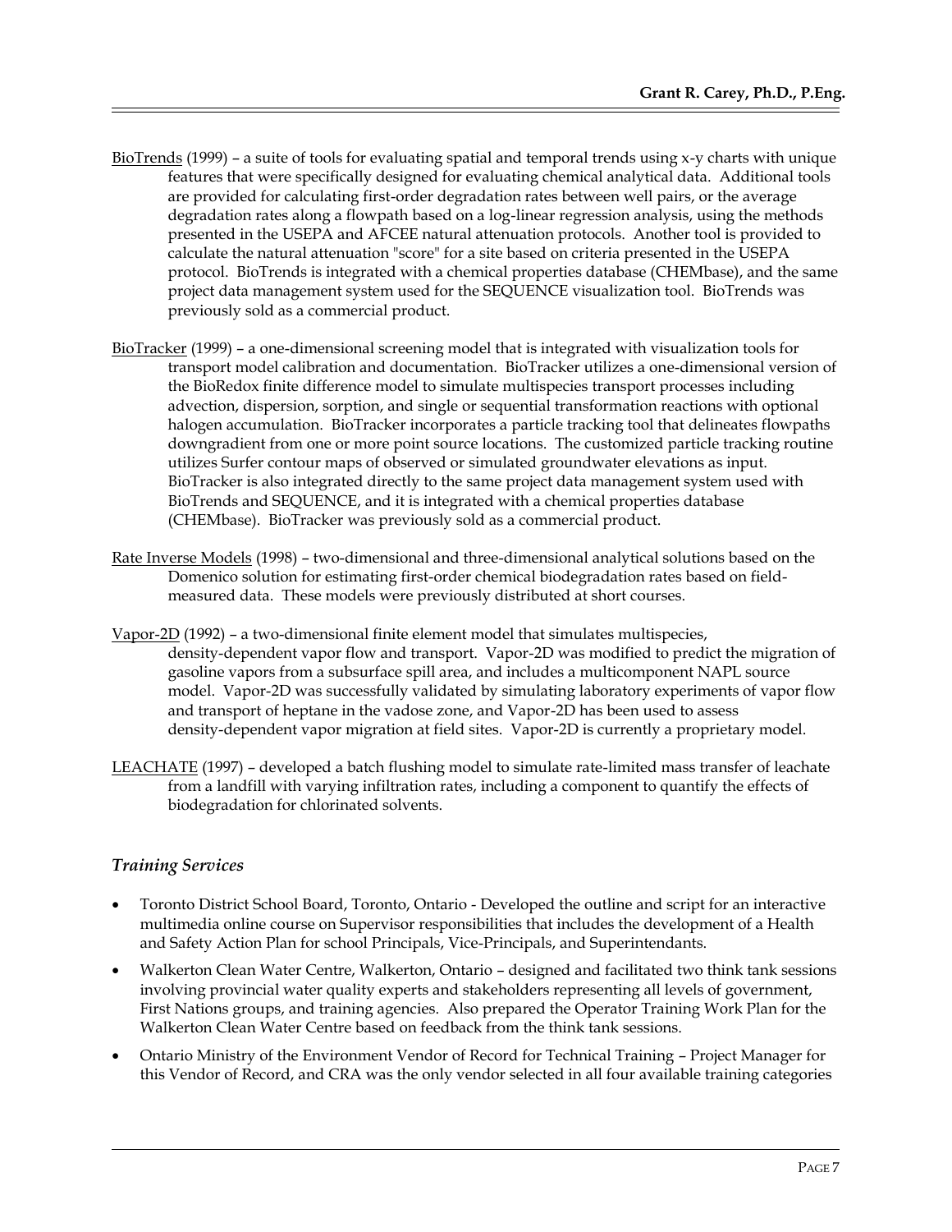<u>BioTrends</u> (1999) – a suite of tools for evaluating spatial and temporal trends using x-y charts with unique features that were specifically designed for evaluating chemical analytical data. Additional tools are provided for calculating first-order degradation rates between well pairs, or the average degradation rates along a flowpath based on a log-linear regression analysis, using the methods presented in the USEPA and AFCEE natural attenuation protocols. Another tool is provided to calculate the natural attenuation "score" for a site based on criteria presented in the USEPA protocol. BioTrends is integrated with a chemical properties database (CHEMbase), and the same project data management system used for the SEQUENCE visualization tool. BioTrends was previously sold as a commercial product.

<u>BioTracker</u> (1999) – a one-dimensional screening model that is integrated with visualization tools for transport model calibration and documentation. BioTracker utilizes a one-dimensional version of the BioRedox finite difference model to simulate multispecies transport processes including advection, dispersion, sorption, and single or sequential transformation reactions with optional halogen accumulation. BioTracker incorporates a particle tracking tool that delineates flowpaths downgradient from one or more point source locations. The customized particle tracking routine utilizes Surfer contour maps of observed or simulated groundwater elevations as input. BioTracker is also integrated directly to the same project data management system used with BioTrends and SEQUENCE, and it is integrated with a chemical properties database (CHEMbase). BioTracker was previously sold as a commercial product.

<u>Rate Inverse Models</u> (1998) – two-dimensional and three-dimensional analytical solutions based on the Domenico solution for estimating first-order chemical biodegradation rates based on field-measured data. These models were previously distributed at short courses.

<u>Vapor-2D</u> (1992) – a two-dimensional finite element model that simulates multispecies, density-dependent vapor flow and transport. Vapor-2D was modified to predict the migration of gasoline vapors from a subsurface spill area, and includes a multicomponent NAPL source model. Vapor-2D was successfully validated by simulating laboratory experiments of vapor flow and transport of heptane in the vadose zone, and Vapor-2D has been used to assess density-dependent vapor migration at field sites. Vapor-2D is currently a proprietary model.

<u>LEACHATE</u> (1997) – developed a batch flushing model to simulate rate-limited mass transfer of leachate from a landfill with varying infiltration rates, including a component to quantify the effects of biodegradation for chlorinated solvents.

### *Training Services*

- Toronto District School Board, Toronto, Ontario - Developed the outline and script for an interactive multimedia online course on Supervisor responsibilities that includes the development of a Health and Safety Action Plan for school Principals, Vice-Principals, and Superintendants.
- Walkerton Clean Water Centre, Walkerton, Ontario – designed and facilitated two think tank sessions involving provincial water quality experts and stakeholders representing all levels of government, First Nations groups, and training agencies. Also prepared the Operator Training Work Plan for the Walkerton Clean Water Centre based on feedback from the think tank sessions.
- Ontario Ministry of the Environment Vendor of Record for Technical Training – Project Manager for this Vendor of Record, and CRA was the only vendor selected in all four available training categories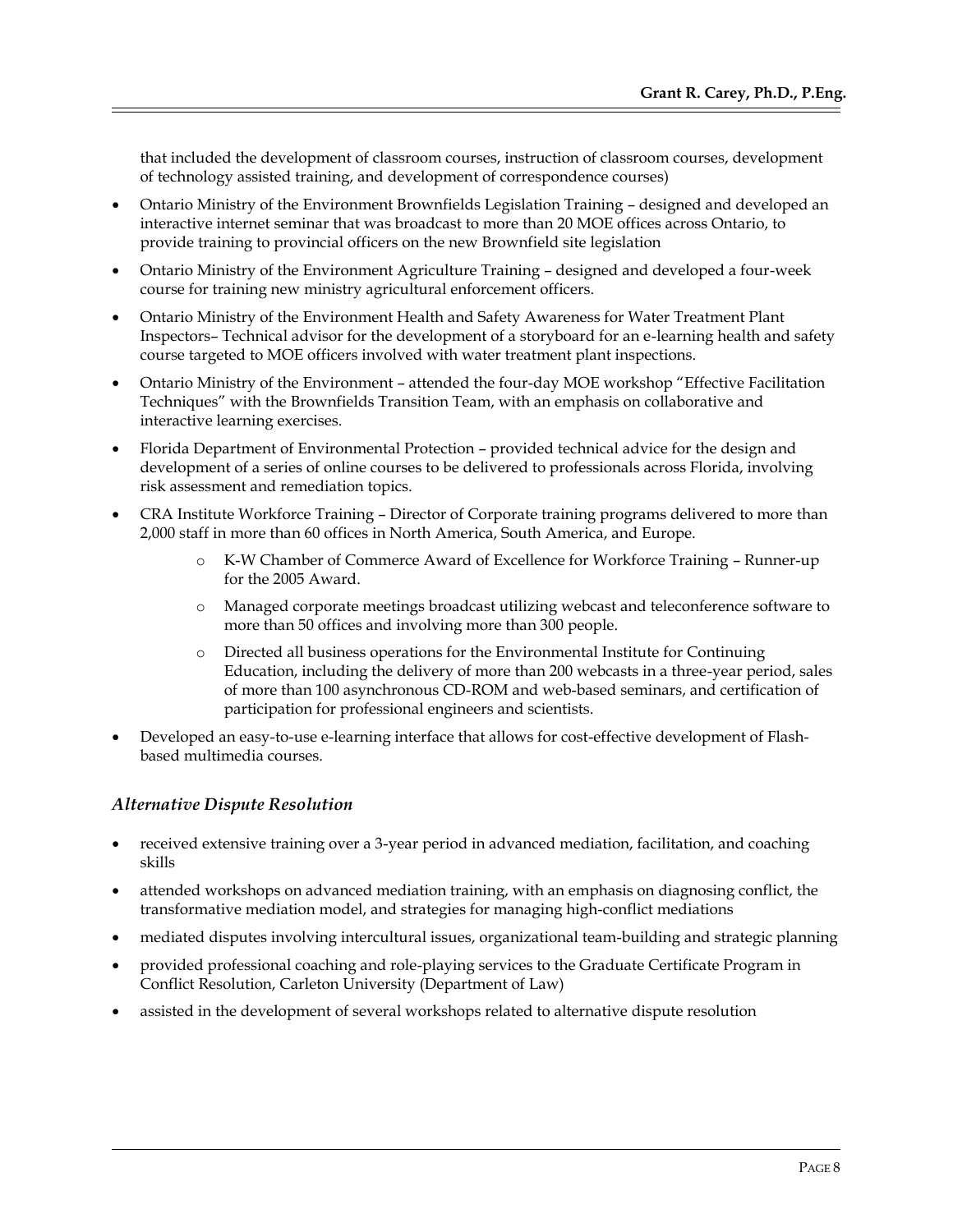that included the development of classroom courses, instruction of classroom courses, development of technology assisted training, and development of correspondence courses)

- Ontario Ministry of the Environment Brownfields Legislation Training – designed and developed an interactive internet seminar that was broadcast to more than 20 MOE offices across Ontario, to provide training to provincial officers on the new Brownfield site legislation
- Ontario Ministry of the Environment Agriculture Training – designed and developed a four-week course for training new ministry agricultural enforcement officers.
- Ontario Ministry of the Environment Health and Safety Awareness for Water Treatment Plant Inspectors– Technical advisor for the development of a storyboard for an e-learning health and safety course targeted to MOE officers involved with water treatment plant inspections.
- Ontario Ministry of the Environment – attended the four-day MOE workshop "Effective Facilitation Techniques" with the Brownfields Transition Team, with an emphasis on collaborative and interactive learning exercises.
- Florida Department of Environmental Protection – provided technical advice for the design and development of a series of online courses to be delivered to professionals across Florida, involving risk assessment and remediation topics.
- CRA Institute Workforce Training – Director of Corporate training programs delivered to more than 2,000 staff in more than 60 offices in North America, South America, and Europe.
    - K-W Chamber of Commerce Award of Excellence for Workforce Training – Runner-up for the 2005 Award.
    - Managed corporate meetings broadcast utilizing webcast and teleconference software to more than 50 offices and involving more than 300 people.
    - Directed all business operations for the Environmental Institute for Continuing Education, including the delivery of more than 200 webcasts in a three-year period, sales of more than 100 asynchronous CD-ROM and web-based seminars, and certification of participation for professional engineers and scientists.
- Developed an easy-to-use e-learning interface that allows for cost-effective development of Flash-based multimedia courses.

### *Alternative Dispute Resolution*

- received extensive training over a 3-year period in advanced mediation, facilitation, and coaching skills
- attended workshops on advanced mediation training, with an emphasis on diagnosing conflict, the transformative mediation model, and strategies for managing high-conflict mediations
- mediated disputes involving intercultural issues, organizational team-building and strategic planning
- provided professional coaching and role-playing services to the Graduate Certificate Program in Conflict Resolution, Carleton University (Department of Law)
- assisted in the development of several workshops related to alternative dispute resolution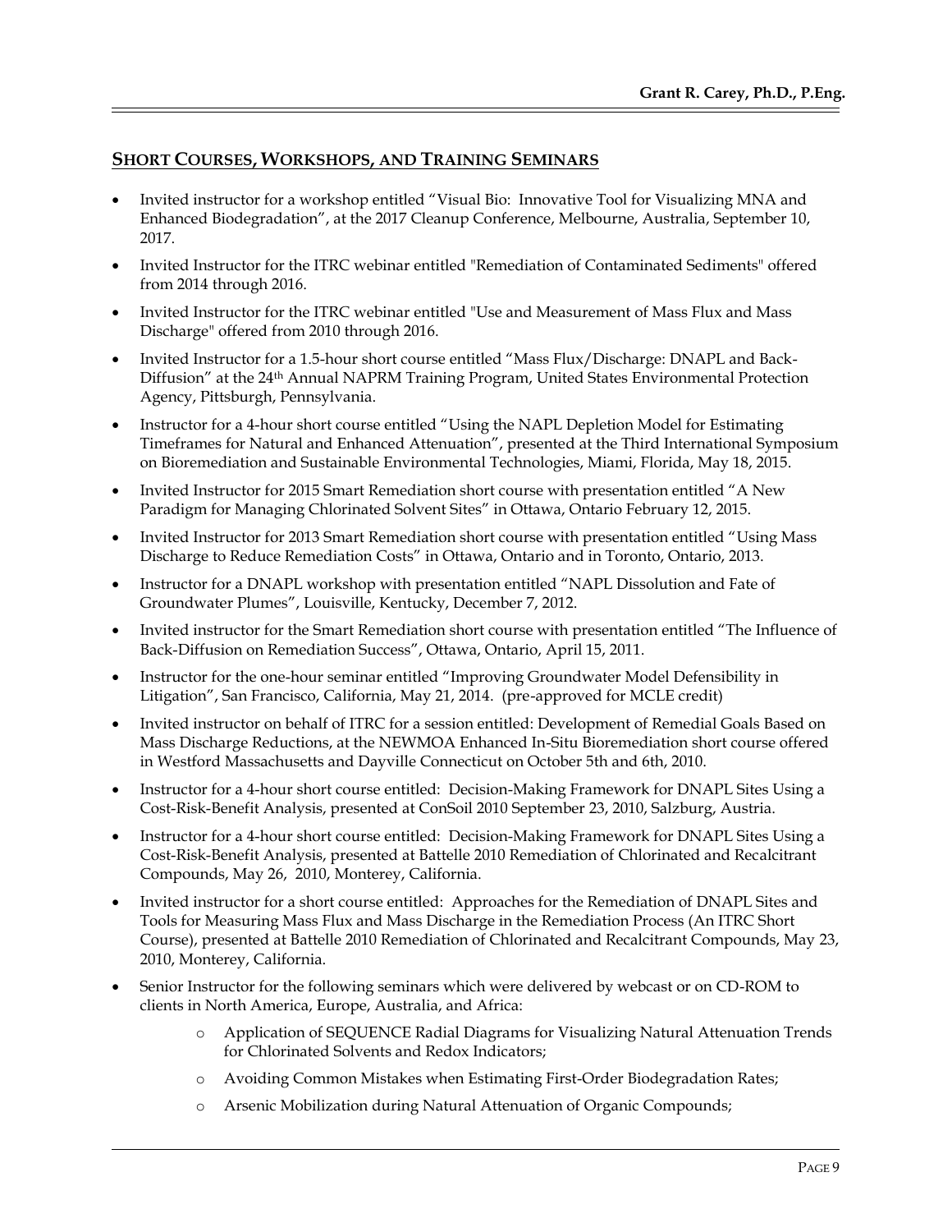## SHORT COURSES, WORKSHOPS, AND TRAINING SEMINARS

- Invited instructor for a workshop entitled "Visual Bio: Innovative Tool for Visualizing MNA and Enhanced Biodegradation", at the 2017 Cleanup Conference, Melbourne, Australia, September 10, 2017.
- Invited Instructor for the ITRC webinar entitled "Remediation of Contaminated Sediments" offered from 2014 through 2016.
- Invited Instructor for the ITRC webinar entitled "Use and Measurement of Mass Flux and Mass Discharge" offered from 2010 through 2016.
- Invited Instructor for a 1.5-hour short course entitled "Mass Flux/Discharge: DNAPL and Back-Diffusion" at the 24th Annual NAPRM Training Program, United States Environmental Protection Agency, Pittsburgh, Pennsylvania.
- Instructor for a 4-hour short course entitled "Using the NAPL Depletion Model for Estimating Timeframes for Natural and Enhanced Attenuation", presented at the Third International Symposium on Bioremediation and Sustainable Environmental Technologies, Miami, Florida, May 18, 2015.
- Invited Instructor for 2015 Smart Remediation short course with presentation entitled "A New Paradigm for Managing Chlorinated Solvent Sites" in Ottawa, Ontario February 12, 2015.
- Invited Instructor for 2013 Smart Remediation short course with presentation entitled "Using Mass Discharge to Reduce Remediation Costs" in Ottawa, Ontario and in Toronto, Ontario, 2013.
- Instructor for a DNAPL workshop with presentation entitled "NAPL Dissolution and Fate of Groundwater Plumes", Louisville, Kentucky, December 7, 2012.
- Invited instructor for the Smart Remediation short course with presentation entitled "The Influence of Back-Diffusion on Remediation Success", Ottawa, Ontario, April 15, 2011.
- Instructor for the one-hour seminar entitled "Improving Groundwater Model Defensibility in Litigation", San Francisco, California, May 21, 2014. (pre-approved for MCLE credit)
- Invited instructor on behalf of ITRC for a session entitled: Development of Remedial Goals Based on Mass Discharge Reductions, at the NEWMOA Enhanced In-Situ Bioremediation short course offered in Westford Massachusetts and Dayville Connecticut on October 5th and 6th, 2010.
- Instructor for a 4-hour short course entitled: Decision-Making Framework for DNAPL Sites Using a Cost-Risk-Benefit Analysis, presented at ConSoil 2010 September 23, 2010, Salzburg, Austria.
- Instructor for a 4-hour short course entitled: Decision-Making Framework for DNAPL Sites Using a Cost-Risk-Benefit Analysis, presented at Battelle 2010 Remediation of Chlorinated and Recalcitrant Compounds, May 26, 2010, Monterey, California.
- Invited instructor for a short course entitled: Approaches for the Remediation of DNAPL Sites and Tools for Measuring Mass Flux and Mass Discharge in the Remediation Process (An ITRC Short Course), presented at Battelle 2010 Remediation of Chlorinated and Recalcitrant Compounds, May 23, 2010, Monterey, California.
- Senior Instructor for the following seminars which were delivered by webcast or on CD-ROM to clients in North America, Europe, Australia, and Africa:
  - Application of SEQUENCE Radial Diagrams for Visualizing Natural Attenuation Trends for Chlorinated Solvents and Redox Indicators;
  - Avoiding Common Mistakes when Estimating First-Order Biodegradation Rates;
  - Arsenic Mobilization during Natural Attenuation of Organic Compounds;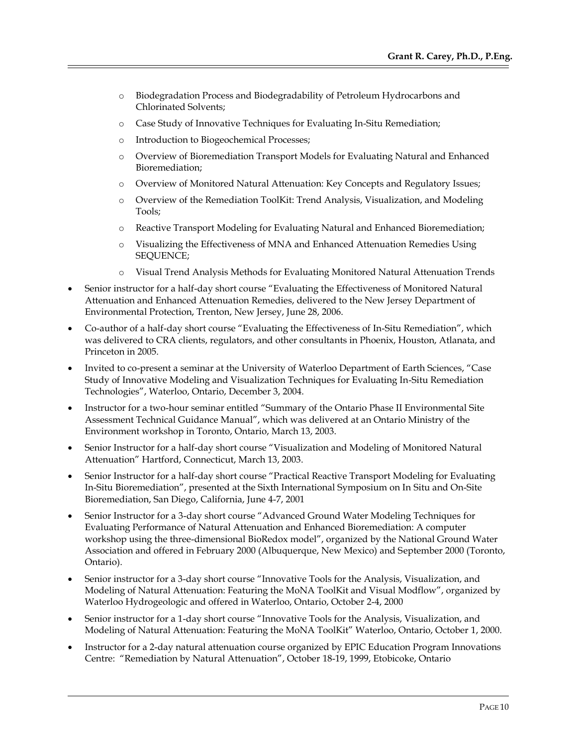- Biodegradation Process and Biodegradability of Petroleum Hydrocarbons and Chlorinated Solvents;
    - Case Study of Innovative Techniques for Evaluating In-Situ Remediation;
    - Introduction to Biogeochemical Processes;
    - Overview of Bioremediation Transport Models for Evaluating Natural and Enhanced Bioremediation;
    - Overview of Monitored Natural Attenuation: Key Concepts and Regulatory Issues;
    - Overview of the Remediation ToolKit: Trend Analysis, Visualization, and Modeling Tools;
    - Reactive Transport Modeling for Evaluating Natural and Enhanced Bioremediation;
    - Visualizing the Effectiveness of MNA and Enhanced Attenuation Remedies Using SEQUENCE;
    - Visual Trend Analysis Methods for Evaluating Monitored Natural Attenuation Trends
- Senior instructor for a half-day short course "Evaluating the Effectiveness of Monitored Natural Attenuation and Enhanced Attenuation Remedies, delivered to the New Jersey Department of Environmental Protection, Trenton, New Jersey, June 28, 2006.
- Co-author of a half-day short course "Evaluating the Effectiveness of In-Situ Remediation", which was delivered to CRA clients, regulators, and other consultants in Phoenix, Houston, Atlanata, and Princeton in 2005.
- Invited to co-present a seminar at the University of Waterloo Department of Earth Sciences, "Case Study of Innovative Modeling and Visualization Techniques for Evaluating In-Situ Remediation Technologies", Waterloo, Ontario, December 3, 2004.
- Instructor for a two-hour seminar entitled "Summary of the Ontario Phase II Environmental Site Assessment Technical Guidance Manual", which was delivered at an Ontario Ministry of the Environment workshop in Toronto, Ontario, March 13, 2003.
- Senior Instructor for a half-day short course "Visualization and Modeling of Monitored Natural Attenuation" Hartford, Connecticut, March 13, 2003.
- Senior Instructor for a half-day short course "Practical Reactive Transport Modeling for Evaluating In-Situ Bioremediation", presented at the Sixth International Symposium on In Situ and On-Site Bioremediation, San Diego, California, June 4-7, 2001
- Senior Instructor for a 3-day short course "Advanced Ground Water Modeling Techniques for Evaluating Performance of Natural Attenuation and Enhanced Bioremediation: A computer workshop using the three-dimensional BioRedox model", organized by the National Ground Water Association and offered in February 2000 (Albuquerque, New Mexico) and September 2000 (Toronto, Ontario).
- Senior instructor for a 3-day short course "Innovative Tools for the Analysis, Visualization, and Modeling of Natural Attenuation: Featuring the MoNA ToolKit and Visual Modflow", organized by Waterloo Hydrogeologic and offered in Waterloo, Ontario, October 2-4, 2000
- Senior instructor for a 1-day short course "Innovative Tools for the Analysis, Visualization, and Modeling of Natural Attenuation: Featuring the MoNA ToolKit" Waterloo, Ontario, October 1, 2000.
- Instructor for a 2-day natural attenuation course organized by EPIC Education Program Innovations Centre: "Remediation by Natural Attenuation", October 18-19, 1999, Etobicoke, Ontario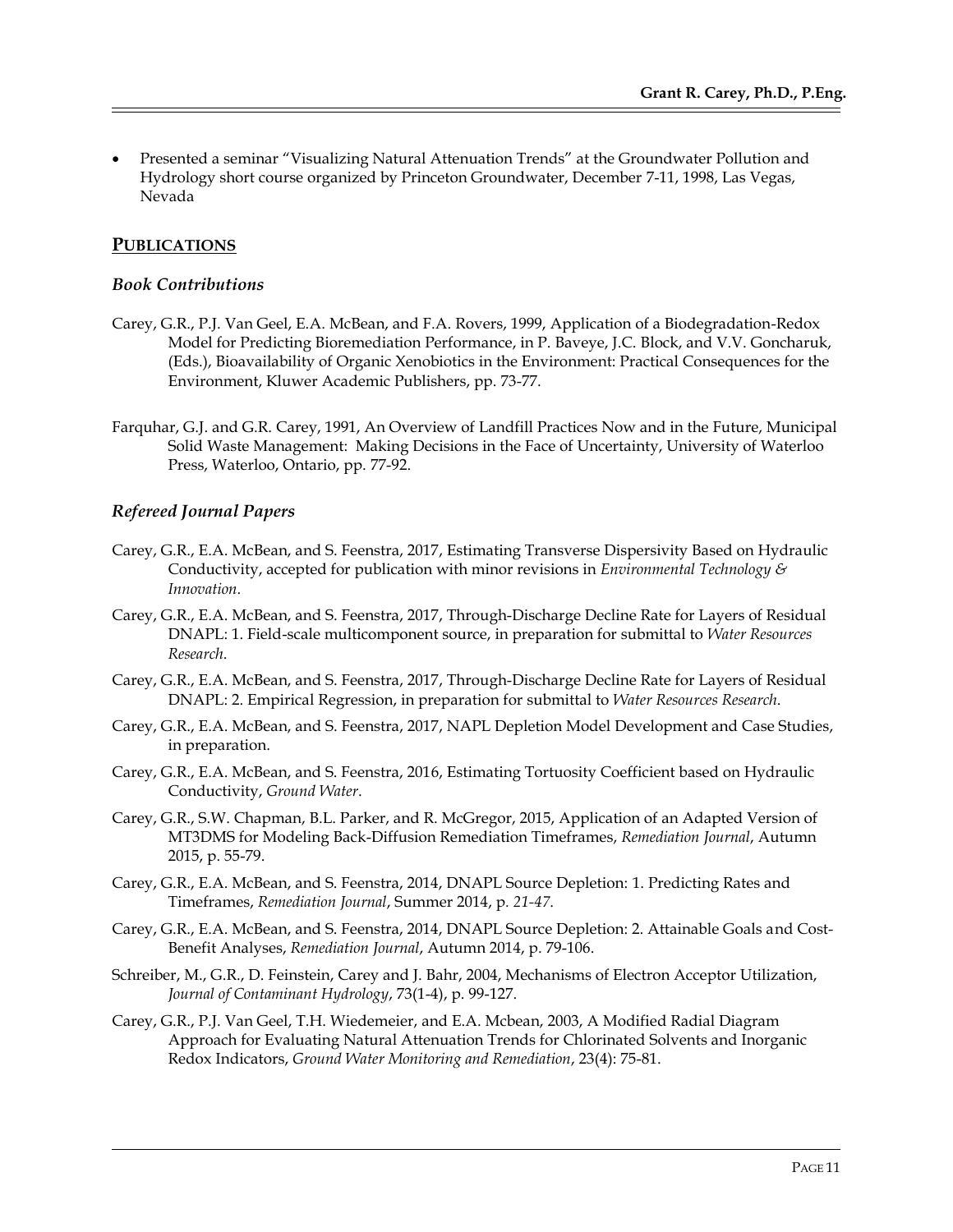- Presented a seminar "Visualizing Natural Attenuation Trends" at the Groundwater Pollution and Hydrology short course organized by Princeton Groundwater, December 7-11, 1998, Las Vegas, Nevada

## PUBLICATIONS

### *Book Contributions*

Carey, G.R., P.J. Van Geel, E.A. McBean, and F.A. Rovers, 1999, Application of a Biodegradation-Redox Model for Predicting Bioremediation Performance, in P. Baveye, J.C. Block, and V.V. Goncharuk, (Eds.), Bioavailability of Organic Xenobiotics in the Environment: Practical Consequences for the Environment, Kluwer Academic Publishers, pp. 73-77.

Farquhar, G.J. and G.R. Carey, 1991, An Overview of Landfill Practices Now and in the Future, Municipal Solid Waste Management: Making Decisions in the Face of Uncertainty, University of Waterloo Press, Waterloo, Ontario, pp. 77-92.

### *Refereed Journal Papers*

Carey, G.R., E.A. McBean, and S. Feenstra, 2017, Estimating Transverse Dispersivity Based on Hydraulic Conductivity, accepted for publication with minor revisions in *Environmental Technology & Innovation*.

Carey, G.R., E.A. McBean, and S. Feenstra, 2017, Through-Discharge Decline Rate for Layers of Residual DNAPL: 1. Field-scale multicomponent source, in preparation for submittal to *Water Resources Research*.

Carey, G.R., E.A. McBean, and S. Feenstra, 2017, Through-Discharge Decline Rate for Layers of Residual DNAPL: 2. Empirical Regression, in preparation for submittal to *Water Resources Research*.

Carey, G.R., E.A. McBean, and S. Feenstra, 2017, NAPL Depletion Model Development and Case Studies, in preparation.

Carey, G.R., E.A. McBean, and S. Feenstra, 2016, Estimating Tortuosity Coefficient based on Hydraulic Conductivity, *Ground Water*.

Carey, G.R., S.W. Chapman, B.L. Parker, and R. McGregor, 2015, Application of an Adapted Version of MT3DMS for Modeling Back-Diffusion Remediation Timeframes, *Remediation Journal*, Autumn 2015, p. 55-79.

Carey, G.R., E.A. McBean, and S. Feenstra, 2014, DNAPL Source Depletion: 1. Predicting Rates and Timeframes, *Remediation Journal*, Summer 2014, p. *21-47*.

Carey, G.R., E.A. McBean, and S. Feenstra, 2014, DNAPL Source Depletion: 2. Attainable Goals and Cost-Benefit Analyses, *Remediation Journal*, Autumn 2014, p. 79-106.

Schreiber, M., G.R., D. Feinstein, Carey and J. Bahr, 2004, Mechanisms of Electron Acceptor Utilization, *Journal of Contaminant Hydrology*, 73(1-4), p. 99-127.

Carey, G.R., P.J. Van Geel, T.H. Wiedemeier, and E.A. Mcbean, 2003, A Modified Radial Diagram Approach for Evaluating Natural Attenuation Trends for Chlorinated Solvents and Inorganic Redox Indicators, *Ground Water Monitoring and Remediation*, 23(4): 75-81.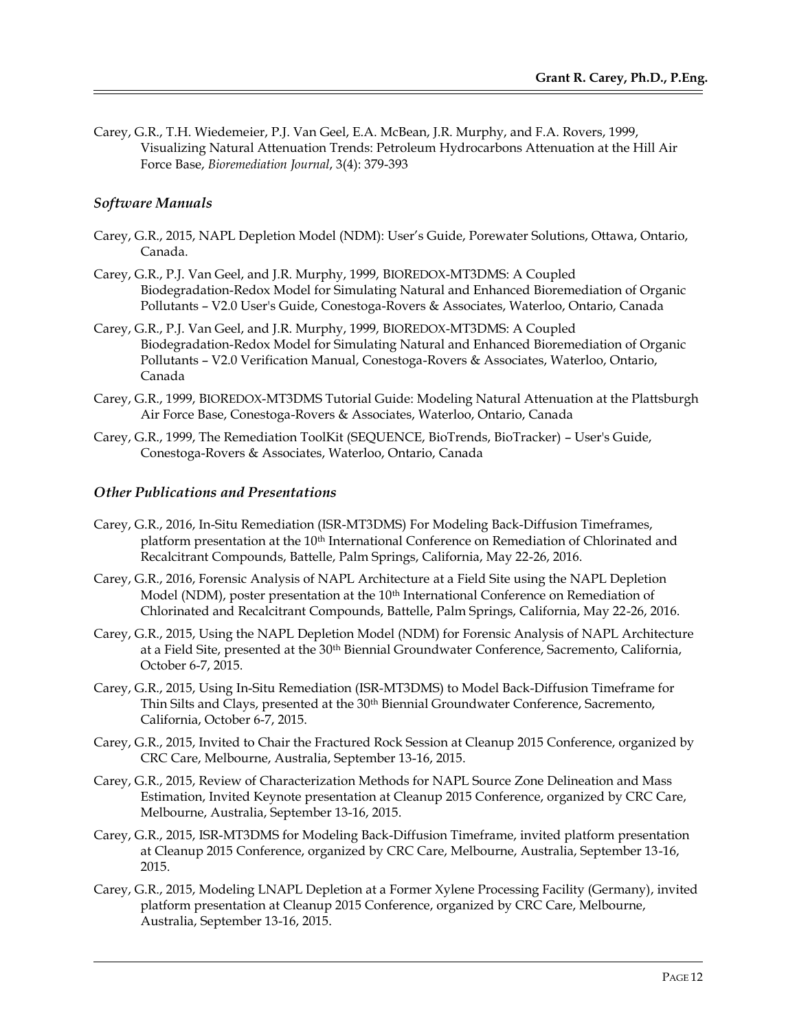Carey, G.R., T.H. Wiedemeier, P.J. Van Geel, E.A. McBean, J.R. Murphy, and F.A. Rovers, 1999, Visualizing Natural Attenuation Trends: Petroleum Hydrocarbons Attenuation at the Hill Air Force Base, *Bioremediation Journal*, 3(4): 379-393

### *Software Manuals*

Carey, G.R., 2015, NAPL Depletion Model (NDM): User's Guide, Porewater Solutions, Ottawa, Ontario, Canada.

Carey, G.R., P.J. Van Geel, and J.R. Murphy, 1999, BIOREDOX-MT3DMS: A Coupled Biodegradation-Redox Model for Simulating Natural and Enhanced Bioremediation of Organic Pollutants – V2.0 User's Guide, Conestoga-Rovers & Associates, Waterloo, Ontario, Canada

Carey, G.R., P.J. Van Geel, and J.R. Murphy, 1999, BIOREDOX-MT3DMS: A Coupled Biodegradation-Redox Model for Simulating Natural and Enhanced Bioremediation of Organic Pollutants – V2.0 Verification Manual, Conestoga-Rovers & Associates, Waterloo, Ontario, Canada

Carey, G.R., 1999, BIOREDOX-MT3DMS Tutorial Guide: Modeling Natural Attenuation at the Plattsburgh Air Force Base, Conestoga-Rovers & Associates, Waterloo, Ontario, Canada

Carey, G.R., 1999, The Remediation ToolKit (SEQUENCE, BioTrends, BioTracker) – User's Guide, Conestoga-Rovers & Associates, Waterloo, Ontario, Canada

### *Other Publications and Presentations*

Carey, G.R., 2016, In-Situ Remediation (ISR-MT3DMS) For Modeling Back-Diffusion Timeframes, platform presentation at the 10th International Conference on Remediation of Chlorinated and Recalcitrant Compounds, Battelle, Palm Springs, California, May 22-26, 2016.

Carey, G.R., 2016, Forensic Analysis of NAPL Architecture at a Field Site using the NAPL Depletion Model (NDM), poster presentation at the 10th International Conference on Remediation of Chlorinated and Recalcitrant Compounds, Battelle, Palm Springs, California, May 22-26, 2016.

Carey, G.R., 2015, Using the NAPL Depletion Model (NDM) for Forensic Analysis of NAPL Architecture at a Field Site, presented at the 30th Biennial Groundwater Conference, Sacremento, California, October 6-7, 2015.

Carey, G.R., 2015, Using In-Situ Remediation (ISR-MT3DMS) to Model Back-Diffusion Timeframe for Thin Silts and Clays, presented at the 30th Biennial Groundwater Conference, Sacremento, California, October 6-7, 2015.

Carey, G.R., 2015, Invited to Chair the Fractured Rock Session at Cleanup 2015 Conference, organized by CRC Care, Melbourne, Australia, September 13-16, 2015.

Carey, G.R., 2015, Review of Characterization Methods for NAPL Source Zone Delineation and Mass Estimation, Invited Keynote presentation at Cleanup 2015 Conference, organized by CRC Care, Melbourne, Australia, September 13-16, 2015.

Carey, G.R., 2015, ISR-MT3DMS for Modeling Back-Diffusion Timeframe, invited platform presentation at Cleanup 2015 Conference, organized by CRC Care, Melbourne, Australia, September 13-16, 2015.

Carey, G.R., 2015, Modeling LNAPL Depletion at a Former Xylene Processing Facility (Germany), invited platform presentation at Cleanup 2015 Conference, organized by CRC Care, Melbourne, Australia, September 13-16, 2015.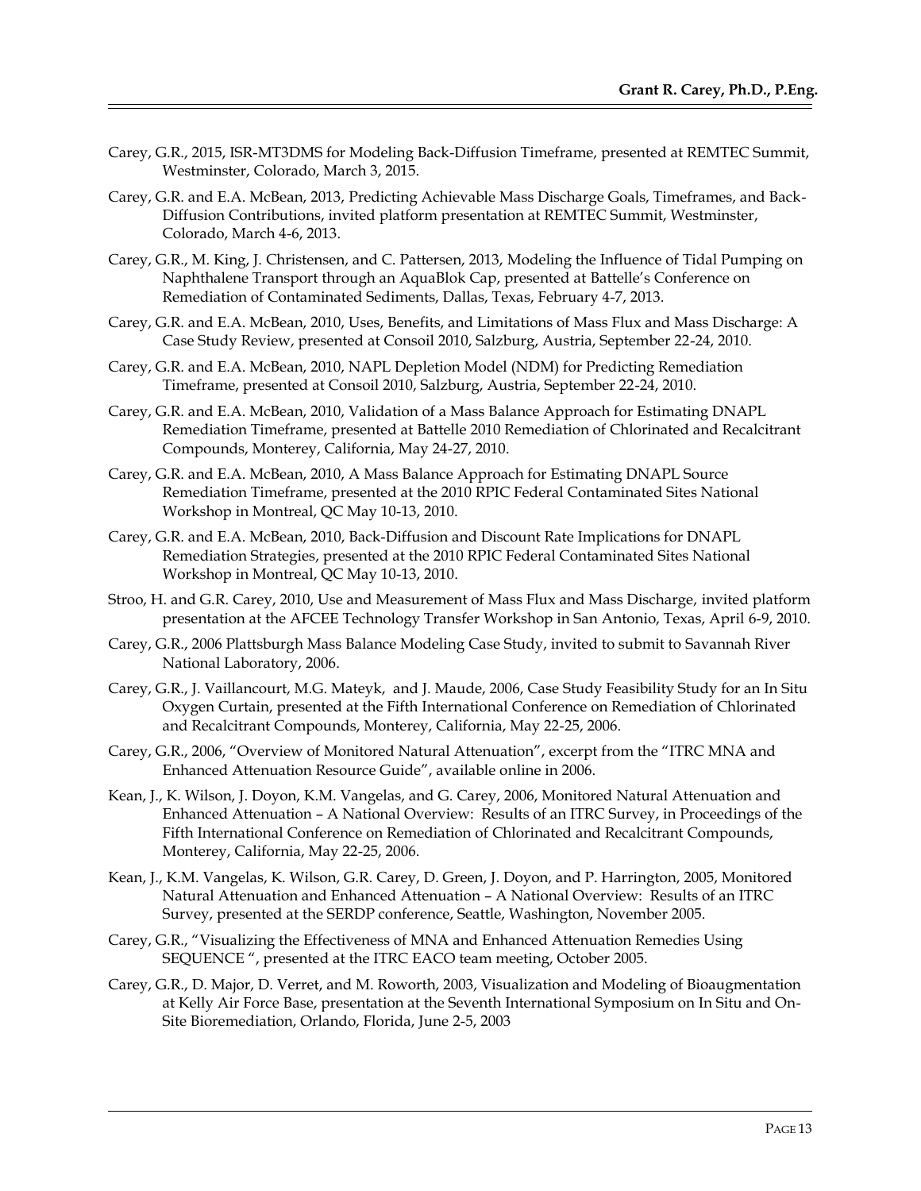Carey, G.R., 2015, ISR-MT3DMS for Modeling Back-Diffusion Timeframe, presented at REMTEC Summit, Westminster, Colorado, March 3, 2015.

Carey, G.R. and E.A. McBean, 2013, Predicting Achievable Mass Discharge Goals, Timeframes, and Back-Diffusion Contributions, invited platform presentation at REMTEC Summit, Westminster, Colorado, March 4-6, 2013.

Carey, G.R., M. King, J. Christensen, and C. Pattersen, 2013, Modeling the Influence of Tidal Pumping on Naphthalene Transport through an AquaBlok Cap, presented at Battelle's Conference on Remediation of Contaminated Sediments, Dallas, Texas, February 4-7, 2013.

Carey, G.R. and E.A. McBean, 2010, Uses, Benefits, and Limitations of Mass Flux and Mass Discharge: A Case Study Review, presented at Consoil 2010, Salzburg, Austria, September 22-24, 2010.

Carey, G.R. and E.A. McBean, 2010, NAPL Depletion Model (NDM) for Predicting Remediation Timeframe, presented at Consoil 2010, Salzburg, Austria, September 22-24, 2010.

Carey, G.R. and E.A. McBean, 2010, Validation of a Mass Balance Approach for Estimating DNAPL Remediation Timeframe, presented at Battelle 2010 Remediation of Chlorinated and Recalcitrant Compounds, Monterey, California, May 24-27, 2010.

Carey, G.R. and E.A. McBean, 2010, A Mass Balance Approach for Estimating DNAPL Source Remediation Timeframe, presented at the 2010 RPIC Federal Contaminated Sites National Workshop in Montreal, QC May 10-13, 2010.

Carey, G.R. and E.A. McBean, 2010, Back-Diffusion and Discount Rate Implications for DNAPL Remediation Strategies, presented at the 2010 RPIC Federal Contaminated Sites National Workshop in Montreal, QC May 10-13, 2010.

Stroo, H. and G.R. Carey, 2010, Use and Measurement of Mass Flux and Mass Discharge, invited platform presentation at the AFCEE Technology Transfer Workshop in San Antonio, Texas, April 6-9, 2010.

Carey, G.R., 2006 Plattsburgh Mass Balance Modeling Case Study, invited to submit to Savannah River National Laboratory, 2006.

Carey, G.R., J. Vaillancourt, M.G. Mateyk, and J. Maude, 2006, Case Study Feasibility Study for an In Situ Oxygen Curtain, presented at the Fifth International Conference on Remediation of Chlorinated and Recalcitrant Compounds, Monterey, California, May 22-25, 2006.

Carey, G.R., 2006, "Overview of Monitored Natural Attenuation", excerpt from the "ITRC MNA and Enhanced Attenuation Resource Guide", available online in 2006.

Kean, J., K. Wilson, J. Doyon, K.M. Vangelas, and G. Carey, 2006, Monitored Natural Attenuation and Enhanced Attenuation – A National Overview: Results of an ITRC Survey, in Proceedings of the Fifth International Conference on Remediation of Chlorinated and Recalcitrant Compounds, Monterey, California, May 22-25, 2006.

Kean, J., K.M. Vangelas, K. Wilson, G.R. Carey, D. Green, J. Doyon, and P. Harrington, 2005, Monitored Natural Attenuation and Enhanced Attenuation – A National Overview: Results of an ITRC Survey, presented at the SERDP conference, Seattle, Washington, November 2005.

Carey, G.R., "Visualizing the Effectiveness of MNA and Enhanced Attenuation Remedies Using SEQUENCE ", presented at the ITRC EACO team meeting, October 2005.

Carey, G.R., D. Major, D. Verret, and M. Roworth, 2003, Visualization and Modeling of Bioaugmentation at Kelly Air Force Base, presentation at the Seventh International Symposium on In Situ and On-Site Bioremediation, Orlando, Florida, June 2-5, 2003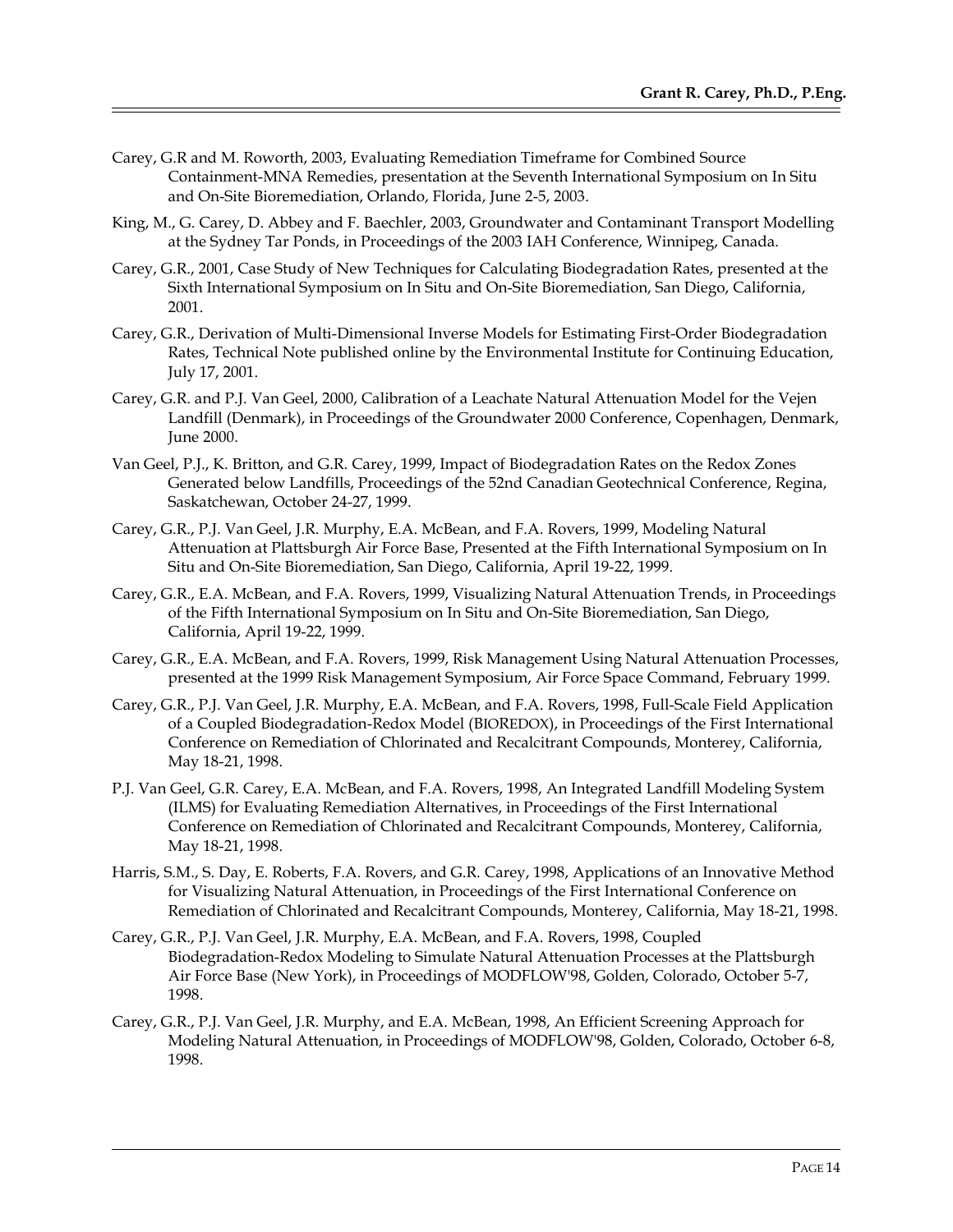Carey, G.R and M. Roworth, 2003, Evaluating Remediation Timeframe for Combined Source Containment-MNA Remedies, presentation at the Seventh International Symposium on In Situ and On-Site Bioremediation, Orlando, Florida, June 2-5, 2003.

King, M., G. Carey, D. Abbey and F. Baechler, 2003, Groundwater and Contaminant Transport Modelling at the Sydney Tar Ponds, in Proceedings of the 2003 IAH Conference, Winnipeg, Canada.

Carey, G.R., 2001, Case Study of New Techniques for Calculating Biodegradation Rates, presented at the Sixth International Symposium on In Situ and On-Site Bioremediation, San Diego, California, 2001.

Carey, G.R., Derivation of Multi-Dimensional Inverse Models for Estimating First-Order Biodegradation Rates, Technical Note published online by the Environmental Institute for Continuing Education, July 17, 2001.

Carey, G.R. and P.J. Van Geel, 2000, Calibration of a Leachate Natural Attenuation Model for the Vejen Landfill (Denmark), in Proceedings of the Groundwater 2000 Conference, Copenhagen, Denmark, June 2000.

Van Geel, P.J., K. Britton, and G.R. Carey, 1999, Impact of Biodegradation Rates on the Redox Zones Generated below Landfills, Proceedings of the 52nd Canadian Geotechnical Conference, Regina, Saskatchewan, October 24-27, 1999.

Carey, G.R., P.J. Van Geel, J.R. Murphy, E.A. McBean, and F.A. Rovers, 1999, Modeling Natural Attenuation at Plattsburgh Air Force Base, Presented at the Fifth International Symposium on In Situ and On-Site Bioremediation, San Diego, California, April 19-22, 1999.

Carey, G.R., E.A. McBean, and F.A. Rovers, 1999, Visualizing Natural Attenuation Trends, in Proceedings of the Fifth International Symposium on In Situ and On-Site Bioremediation, San Diego, California, April 19-22, 1999.

Carey, G.R., E.A. McBean, and F.A. Rovers, 1999, Risk Management Using Natural Attenuation Processes, presented at the 1999 Risk Management Symposium, Air Force Space Command, February 1999.

Carey, G.R., P.J. Van Geel, J.R. Murphy, E.A. McBean, and F.A. Rovers, 1998, Full-Scale Field Application of a Coupled Biodegradation-Redox Model (BIOREDOX), in Proceedings of the First International Conference on Remediation of Chlorinated and Recalcitrant Compounds, Monterey, California, May 18-21, 1998.

P.J. Van Geel, G.R. Carey, E.A. McBean, and F.A. Rovers, 1998, An Integrated Landfill Modeling System (ILMS) for Evaluating Remediation Alternatives, in Proceedings of the First International Conference on Remediation of Chlorinated and Recalcitrant Compounds, Monterey, California, May 18-21, 1998.

Harris, S.M., S. Day, E. Roberts, F.A. Rovers, and G.R. Carey, 1998, Applications of an Innovative Method for Visualizing Natural Attenuation, in Proceedings of the First International Conference on Remediation of Chlorinated and Recalcitrant Compounds, Monterey, California, May 18-21, 1998.

Carey, G.R., P.J. Van Geel, J.R. Murphy, E.A. McBean, and F.A. Rovers, 1998, Coupled Biodegradation-Redox Modeling to Simulate Natural Attenuation Processes at the Plattsburgh Air Force Base (New York), in Proceedings of MODFLOW'98, Golden, Colorado, October 5-7, 1998.

Carey, G.R., P.J. Van Geel, J.R. Murphy, and E.A. McBean, 1998, An Efficient Screening Approach for Modeling Natural Attenuation, in Proceedings of MODFLOW'98, Golden, Colorado, October 6-8, 1998.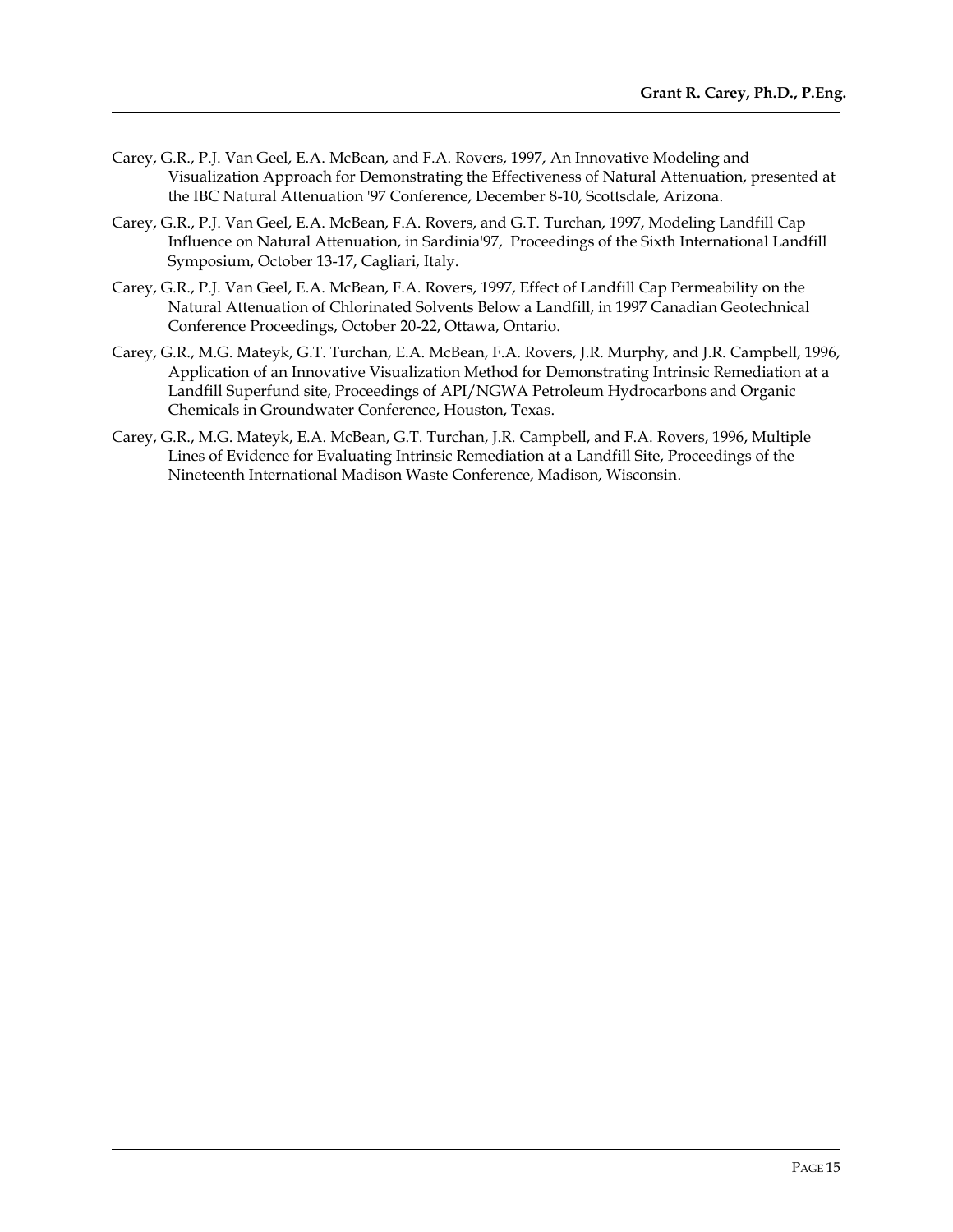Carey, G.R., P.J. Van Geel, E.A. McBean, and F.A. Rovers, 1997, An Innovative Modeling and Visualization Approach for Demonstrating the Effectiveness of Natural Attenuation, presented at the IBC Natural Attenuation '97 Conference, December 8-10, Scottsdale, Arizona.

Carey, G.R., P.J. Van Geel, E.A. McBean, F.A. Rovers, and G.T. Turchan, 1997, Modeling Landfill Cap Influence on Natural Attenuation, in Sardinia'97, Proceedings of the Sixth International Landfill Symposium, October 13-17, Cagliari, Italy.

Carey, G.R., P.J. Van Geel, E.A. McBean, F.A. Rovers, 1997, Effect of Landfill Cap Permeability on the Natural Attenuation of Chlorinated Solvents Below a Landfill, in 1997 Canadian Geotechnical Conference Proceedings, October 20-22, Ottawa, Ontario.

Carey, G.R., M.G. Mateyk, G.T. Turchan, E.A. McBean, F.A. Rovers, J.R. Murphy, and J.R. Campbell, 1996, Application of an Innovative Visualization Method for Demonstrating Intrinsic Remediation at a Landfill Superfund site, Proceedings of API/NGWA Petroleum Hydrocarbons and Organic Chemicals in Groundwater Conference, Houston, Texas.

Carey, G.R., M.G. Mateyk, E.A. McBean, G.T. Turchan, J.R. Campbell, and F.A. Rovers, 1996, Multiple Lines of Evidence for Evaluating Intrinsic Remediation at a Landfill Site, Proceedings of the Nineteenth International Madison Waste Conference, Madison, Wisconsin.